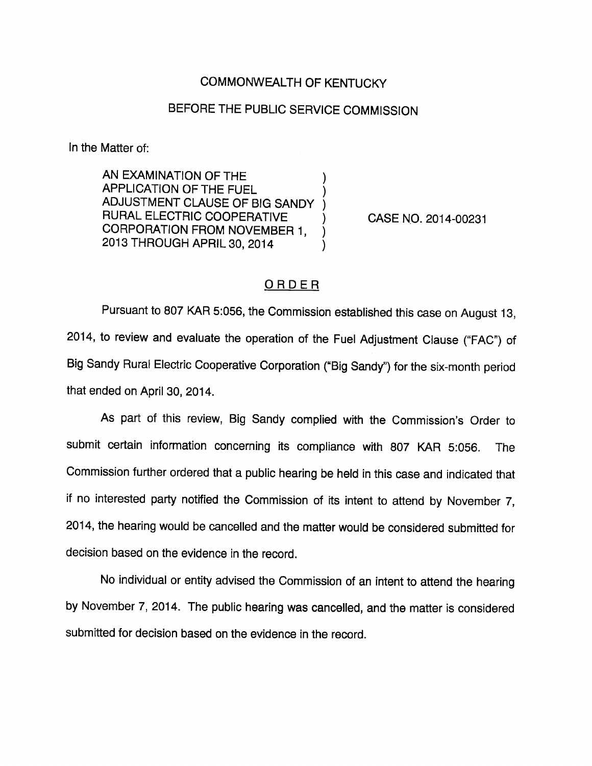COMMONWEALTH OF KENTUCKY

BEFORE THE PUBLIC SERVICE COMMISSION

In the Matter of:

| | | |
|---|---|---|
| AN EXAMINATION OF THE APPLICATION OF THE FUEL ADJUSTMENT CLAUSE OF BIG SANDY RURAL ELECTRIC COOPERATIVE CORPORATION FROM NOVEMBER 1, 2013 THROUGH APRIL 30, 2014 | ) | CASE NO. 2014-00231 |

## ORDER

Pursuant to 807 KAR 5:056, the Commission established this case on August 13, 2014, to review and evaluate the operation of the Fuel Adjustment Clause ("FAC") of Big Sandy Rural Electric Cooperative Corporation ("Big Sandy") for the six-month period that ended on April 30, 2014.

As part of this review, Big Sandy complied with the Commission's Order to submit certain information concerning its compliance with 807 KAR 5:056. The Commission further ordered that a public hearing be held in this case and indicated that if no interested party notified the Commission of its intent to attend by November 7, 2014, the hearing would be cancelled and the matter would be considered submitted for decision based on the evidence in the record.

No individual or entity advised the Commission of an intent to attend the hearing by November 7, 2014. The public hearing was cancelled, and the matter is considered submitted for decision based on the evidence in the record.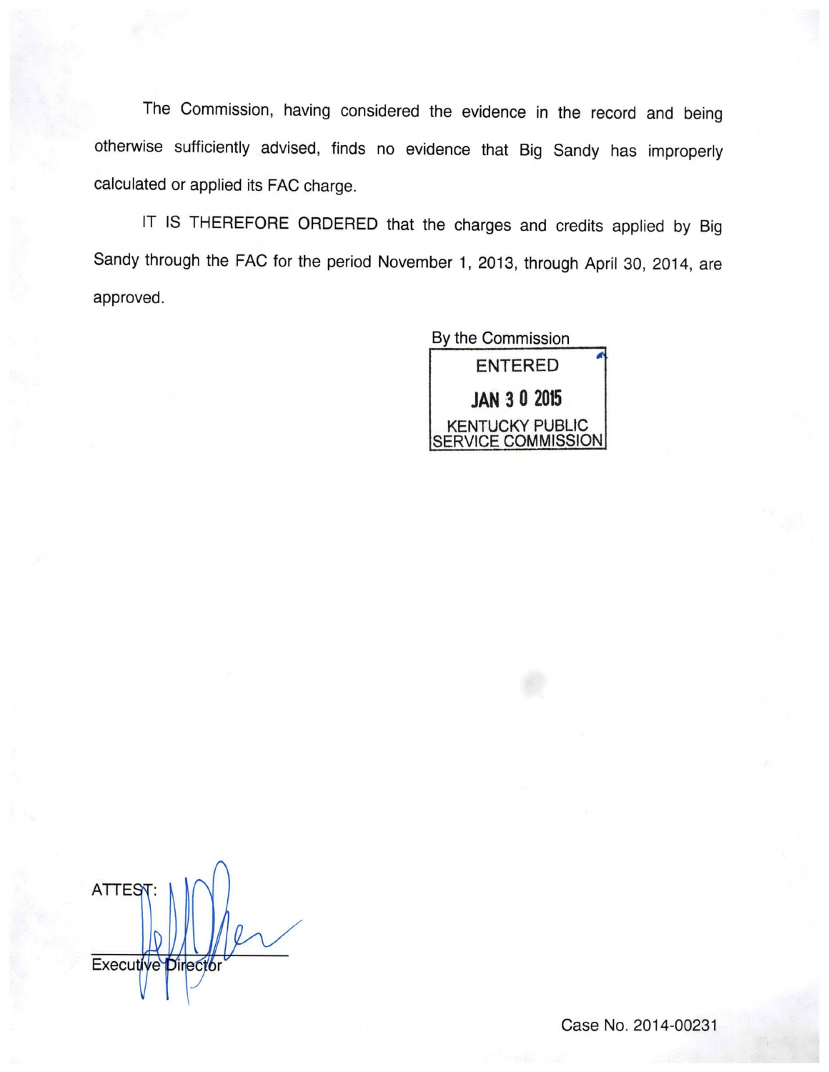The Commission, having considered the evidence in the record and being otherwise sufficiently advised, finds no evidence that Big Sandy has improperly calculated or applied its FAC charge.

IT IS THEREFORE ORDERED that the charges and credits applied by Big Sandy through the FAC for the period November 1, 2013, through April 30, 2014, are approved.

By the Commission

ENTERED

JAN 30 2015

KENTUCKY PUBLIC SERVICE COMMISSION

ATTEST:

Executive Director

Case No. 2014-00231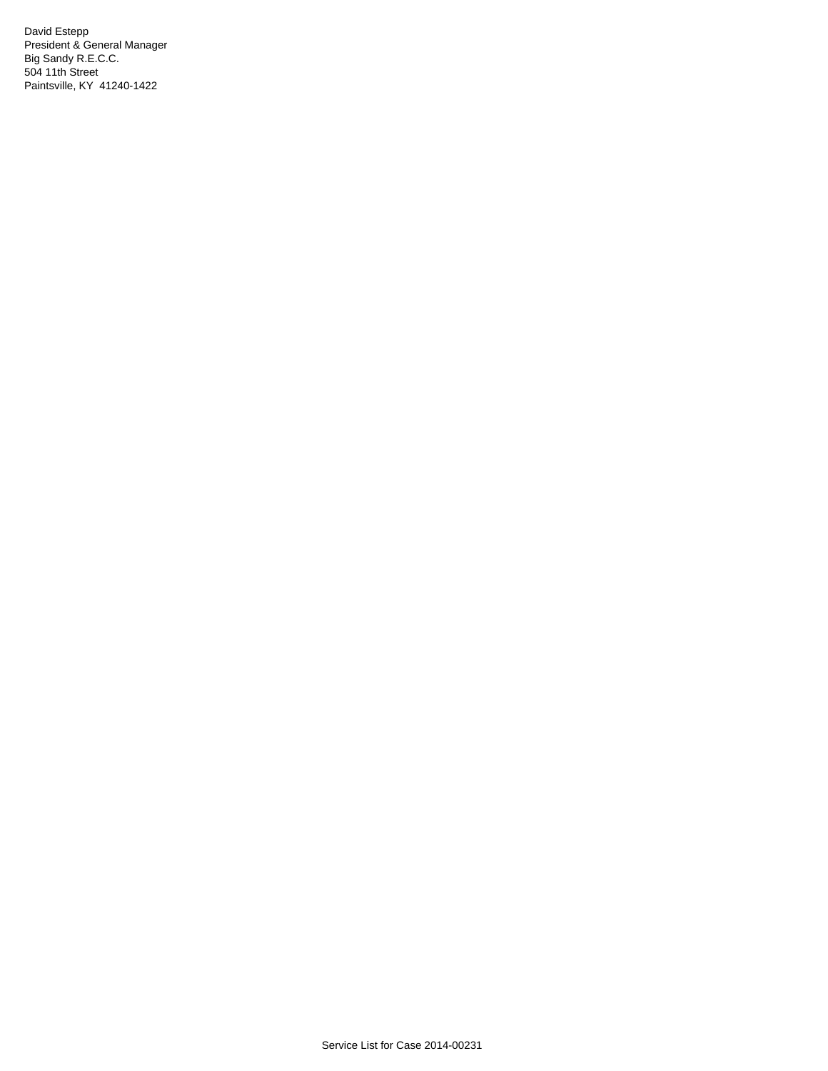David Estepp
President & General Manager
Big Sandy R.E.C.C.
504 11th Street
Paintsville, KY  41240-1422